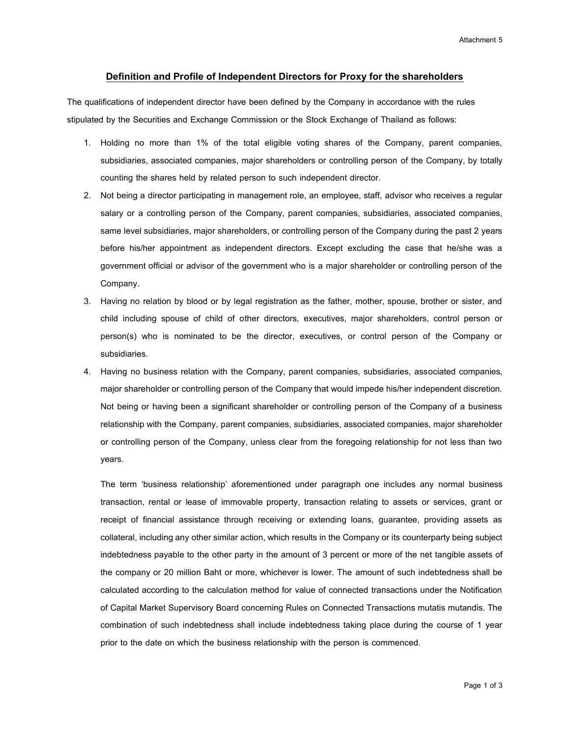Attachment 5

## Definition and Profile of Independent Directors for Proxy for the shareholders

The qualifications of independent director have been defined by the Company in accordance with the rules stipulated by the Securities and Exchange Commission or the Stock Exchange of Thailand as follows:

1. Holding no more than 1% of the total eligible voting shares of the Company, parent companies, subsidiaries, associated companies, major shareholders or controlling person of the Company, by totally counting the shares held by related person to such independent director.
2. Not being a director participating in management role, an employee, staff, advisor who receives a regular salary or a controlling person of the Company, parent companies, subsidiaries, associated companies, same level subsidiaries, major shareholders, or controlling person of the Company during the past 2 years before his/her appointment as independent directors. Except excluding the case that he/she was a government official or advisor of the government who is a major shareholder or controlling person of the Company.
3. Having no relation by blood or by legal registration as the father, mother, spouse, brother or sister, and child including spouse of child of other directors, executives, major shareholders, control person or person(s) who is nominated to be the director, executives, or control person of the Company or subsidiaries.
4. Having no business relation with the Company, parent companies, subsidiaries, associated companies, major shareholder or controlling person of the Company that would impede his/her independent discretion. Not being or having been a significant shareholder or controlling person of the Company of a business relationship with the Company, parent companies, subsidiaries, associated companies, major shareholder or controlling person of the Company, unless clear from the foregoing relationship for not less than two years.

   The term 'business relationship' aforementioned under paragraph one includes any normal business transaction, rental or lease of immovable property, transaction relating to assets or services, grant or receipt of financial assistance through receiving or extending loans, guarantee, providing assets as collateral, including any other similar action, which results in the Company or its counterparty being subject indebtedness payable to the other party in the amount of 3 percent or more of the net tangible assets of the company or 20 million Baht or more, whichever is lower. The amount of such indebtedness shall be calculated according to the calculation method for value of connected transactions under the Notification of Capital Market Supervisory Board concerning Rules on Connected Transactions mutatis mutandis. The combination of such indebtedness shall include indebtedness taking place during the course of 1 year prior to the date on which the business relationship with the person is commenced.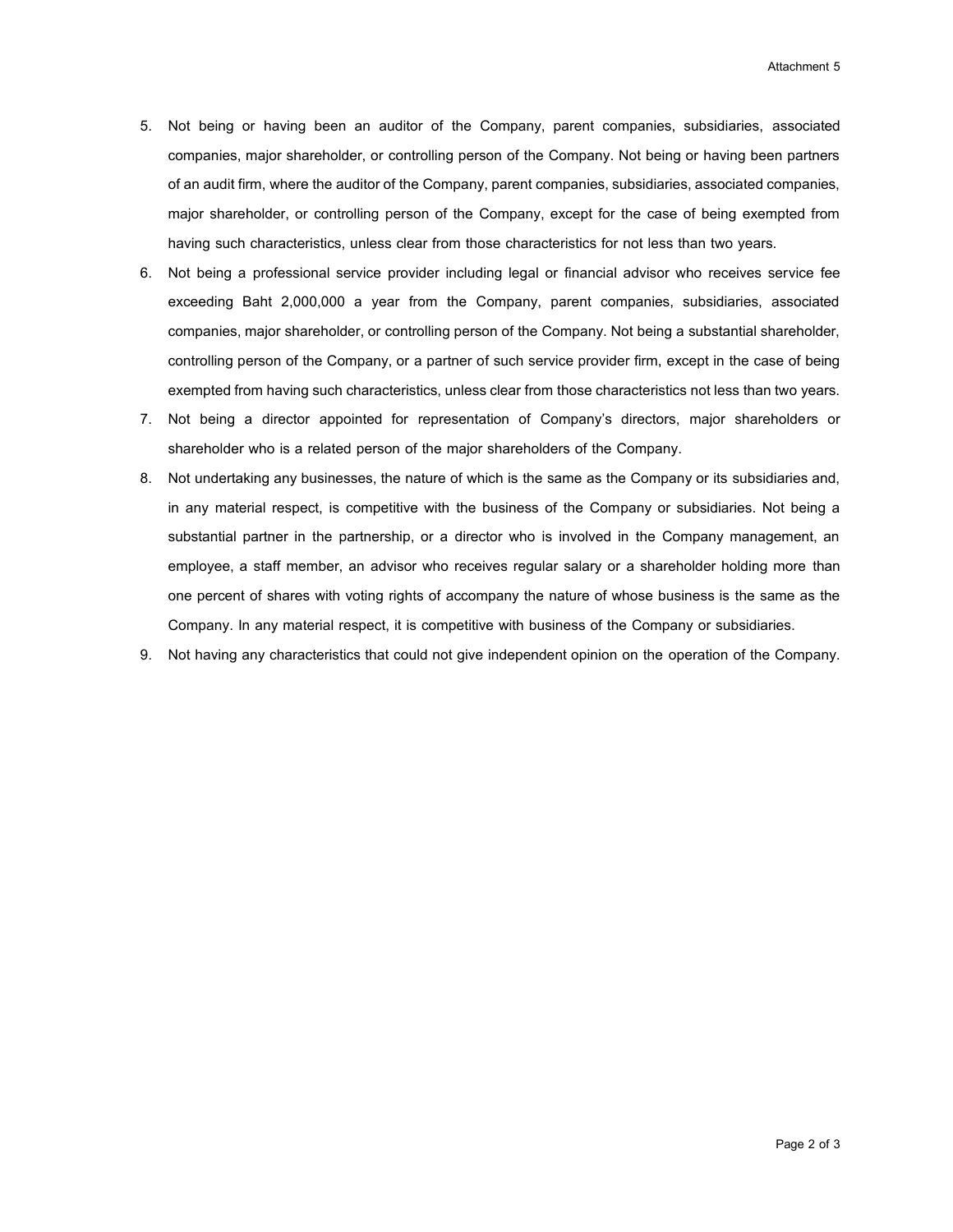5. Not being or having been an auditor of the Company, parent companies, subsidiaries, associated companies, major shareholder, or controlling person of the Company. Not being or having been partners of an audit firm, where the auditor of the Company, parent companies, subsidiaries, associated companies, major shareholder, or controlling person of the Company, except for the case of being exempted from having such characteristics, unless clear from those characteristics for not less than two years.
6. Not being a professional service provider including legal or financial advisor who receives service fee exceeding Baht 2,000,000 a year from the Company, parent companies, subsidiaries, associated companies, major shareholder, or controlling person of the Company. Not being a substantial shareholder, controlling person of the Company, or a partner of such service provider firm, except in the case of being exempted from having such characteristics, unless clear from those characteristics not less than two years.
7. Not being a director appointed for representation of Company's directors, major shareholders or shareholder who is a related person of the major shareholders of the Company.
8. Not undertaking any businesses, the nature of which is the same as the Company or its subsidiaries and, in any material respect, is competitive with the business of the Company or subsidiaries. Not being a substantial partner in the partnership, or a director who is involved in the Company management, an employee, a staff member, an advisor who receives regular salary or a shareholder holding more than one percent of shares with voting rights of accompany the nature of whose business is the same as the Company. In any material respect, it is competitive with business of the Company or subsidiaries.
9. Not having any characteristics that could not give independent opinion on the operation of the Company.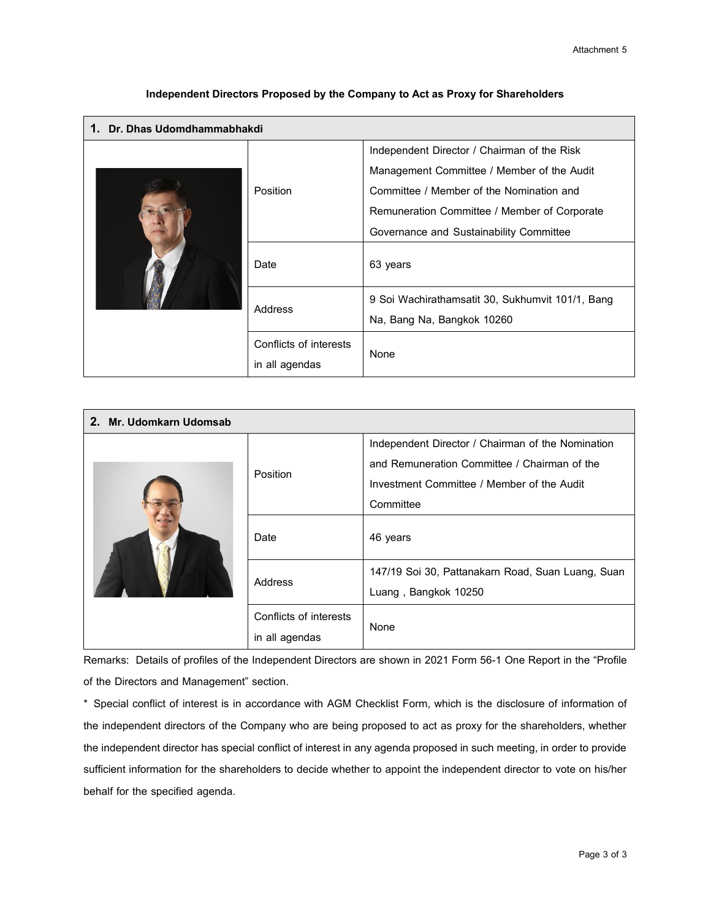Attachment 5

## Independent Directors Proposed by the Company to Act as Proxy for Shareholders

### 1. Dr. Dhas Udomdhammabhakdi

| | |
|---|---|
| Position | Independent Director / Chairman of the Risk Management Committee / Member of the Audit Committee / Member of the Nomination and Remuneration Committee / Member of Corporate Governance and Sustainability Committee |
| Date | 63 years |
| Address | 9 Soi Wachirathamsatit 30, Sukhumvit 101/1, Bang Na, Bang Na, Bangkok 10260 |
| Conflicts of interests in all agendas | None |

### 2. Mr. Udomkarn Udomsab

| | |
|---|---|
| Position | Independent Director / Chairman of the Nomination and Remuneration Committee / Chairman of the Investment Committee / Member of the Audit Committee |
| Date | 46 years |
| Address | 147/19 Soi 30, Pattanakarn Road, Suan Luang, Suan Luang , Bangkok 10250 |
| Conflicts of interests in all agendas | None |

Remarks: Details of profiles of the Independent Directors are shown in 2021 Form 56-1 One Report in the "Profile of the Directors and Management" section.

* Special conflict of interest is in accordance with AGM Checklist Form, which is the disclosure of information of the independent directors of the Company who are being proposed to act as proxy for the shareholders, whether the independent director has special conflict of interest in any agenda proposed in such meeting, in order to provide sufficient information for the shareholders to decide whether to appoint the independent director to vote on his/her behalf for the specified agenda.